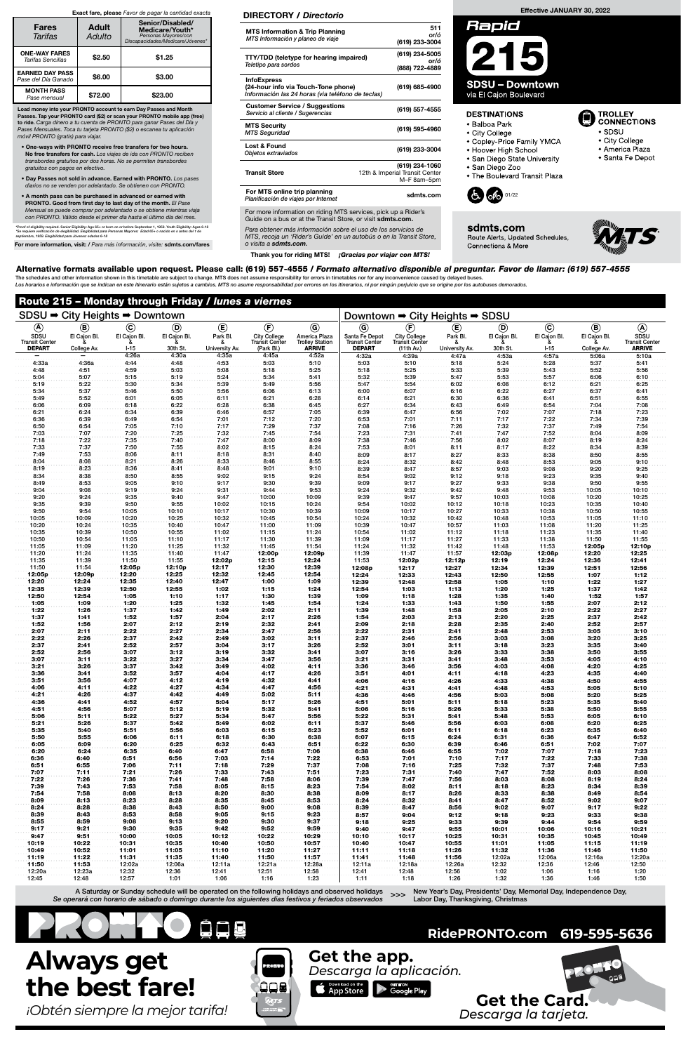Exact fare, please *Favor de pagar la cantidad exacta*

| Fares *Tarifas* | Adult *Adulto* | Senior/Disabled/ Medicare/Youth* *Personas Mayores/con Discapacidades/Medicare/Jóvenes** |
|---|---|---|
| ONE-WAY FARES *Tarifas Sencillas* | $2.50 | $1.25 |
| EARNED DAY PASS *Pase del Día Ganado* | $6.00 | $3.00 |
| MONTH PASS *Pase mensual* | $72.00 | $23.00 |

**Load money into your PRONTO account to earn Day Passes and Month Passes. Tap your PRONTO card ($2) or scan your PRONTO mobile app (free) to ride.** *Carga dinero a tu cuenta de PRONTO para ganar Pases del Día y Pases Mensuales. Toca tu tarjeta PRONTO ($2) o escanea tu aplicación móvil PRONTO (gratis) para viajar.*

- **One-ways with PRONTO receive free transfers for two hours. No free transfers for cash.** *Los viajes de ida con PRONTO reciben transbordes gratuitos por dos horas. No se permiten transbordes gratuitos con pagos en efectivo.*
- **Day Passes not sold in advance. Earned with PRONTO.** *Los pases diarios no se venden por adelantado. Se obtienen con PRONTO.*
- **A month pass can be purchased in advanced or earned with PRONTO. Good from first day to last day of the month.** *El Pase Mensual se puede comprar por adelantado o se obtiene mientras viaja con PRONTO. Válido desde el primer día hasta el último día del mes.*

*Proof of eligibility required. Senior Eligibility: Age 65+ or born on or before September 1, 1959. Youth Eligibility: Ages 6-18
*Se requiere verificación de elegibilidad. Elegibilidad para Personas Mayores: Edad 65+ o nacido en o antes del 1 de septiembre, 1959. Elegibilidad para Jóvenes: edades 6-18

**For more information, visit:** */ Para más información, visite:* **sdmts.com/fares**

## DIRECTORY / *Directorio*

| | |
|---|---|
| **MTS Information & Trip Planning** *MTS Información y planeo de viaje* | 511 or/ó (619) 233-3004 |
| **TTY/TDD (teletype for hearing impaired)** *Teletipo para sordos* | (619) 234-5005 or/ó (888) 722-4889 |
| **InfoExpress (24-hour info via Touch-Tone phone)** *Información las 24 horas (via teléfono de teclas)* | (619) 685-4900 |
| **Customer Service / Suggestions** *Servicio al cliente / Sugerencias* | (619) 557-4555 |
| **MTS Security** *MTS Seguridad* | (619) 595-4960 |
| **Lost & Found** *Objetos extraviados* | (619) 233-3004 |
| **Transit Store** | (619) 234-1060 12th & Imperial Transit Center M–F 8am–5pm |
| **For MTS online trip planning** *Planificación de viajes por Internet* | sdmts.com |

For more information on riding MTS services, pick up a Rider's Guide on a bus or at the Transit Store, or visit **sdmts.com.**

*Para obtener más información sobre el uso de los servicios de MTS, recoja un 'Rider's Guide' en un autobús o en la Transit Store, o visita a* **sdmts.com.**

**Thank you for riding MTS!** ***¡Gracias por viajar con MTS!***

Effective JANUARY 30, 2022

# Rapid 215
## SDSU – Downtown
via El Cajon Boulevard

**DESTINATIONS**
- Balboa Park
- City College
- Copley-Price Family YMCA
- Hoover High School
- San Diego State University
- San Diego Zoo
- The Boulevard Transit Plaza

**TROLLEY CONNECTIONS**
- SDSU
- City College
- America Plaza
- Santa Fe Depot

01/22

**sdmts.com**
Route Alerts, Updated Schedules, Connections & More

**Alternative formats available upon request. Please call: (619) 557-4555 /** ***Formato alternativo disponible al preguntar. Favor de llamar: (619) 557-4555***
The schedules and other information shown in this timetable are subject to change. MTS does not assume responsibility for errors in timetables nor for any inconvenience caused by delayed buses.
*Los horarios e información que se indican en este itinerario están sujetos a cambios. MTS no asume responsabilidad por errores en los itinerarios, ni por ningún perjuicio que se origine por los autobuses demorados.*

## Route 215 – Monday through Friday / *lunes a viernes*

### SDSU ➡ City Heights ➡ Downtown

| A SDSU Transit Center DEPART | B El Cajon Bl. & College Av. | C El Cajon Bl. & I-15 | D El Cajon Bl. & 30th St. | E Park Bl. & University Av. | F City College Transit Center (Park Bl.) | G America Plaza Trolley Station ARRIVE |
|---|---|---|---|---|---|---|
| — | — | 4:26a | 4:30a | 4:35a | 4:45a | 4:52a |
| 4:33a | 4:36a | 4:44 | 4:48 | 4:53 | 5:03 | 5:10 |
| 4:48 | 4:51 | 4:59 | 5:03 | 5:08 | 5:18 | 5:25 |
| 5:04 | 5:07 | 5:15 | 5:19 | 5:24 | 5:34 | 5:41 |
| 5:19 | 5:22 | 5:30 | 5:34 | 5:39 | 5:49 | 5:56 |
| 5:34 | 5:37 | 5:46 | 5:50 | 5:56 | 6:06 | 6:13 |
| 5:49 | 5:52 | 6:01 | 6:05 | 6:11 | 6:21 | 6:28 |
| 6:06 | 6:09 | 6:18 | 6:22 | 6:28 | 6:38 | 6:45 |
| 6:21 | 6:24 | 6:34 | 6:39 | 6:46 | 6:57 | 7:05 |
| 6:36 | 6:39 | 6:49 | 6:54 | 7:01 | 7:12 | 7:20 |
| 6:50 | 6:54 | 7:05 | 7:10 | 7:17 | 7:29 | 7:37 |
| 7:03 | 7:07 | 7:20 | 7:25 | 7:32 | 7:45 | 7:54 |
| 7:18 | 7:22 | 7:35 | 7:40 | 7:47 | 8:00 | 8:09 |
| 7:33 | 7:37 | 7:50 | 7:55 | 8:02 | 8:15 | 8:24 |
| 7:49 | 7:53 | 8:06 | 8:11 | 8:18 | 8:31 | 8:40 |
| 8:04 | 8:08 | 8:21 | 8:26 | 8:33 | 8:46 | 8:55 |
| 8:19 | 8:23 | 8:36 | 8:41 | 8:48 | 9:01 | 9:10 |
| 8:34 | 8:38 | 8:50 | 8:55 | 9:02 | 9:15 | 9:24 |
| 8:49 | 8:53 | 9:05 | 9:10 | 9:17 | 9:30 | 9:39 |
| 9:04 | 9:08 | 9:19 | 9:24 | 9:31 | 9:44 | 9:53 |
| 9:20 | 9:24 | 9:35 | 9:40 | 9:47 | 10:00 | 10:09 |
| 9:35 | 9:39 | 9:50 | 9:55 | 10:02 | 10:15 | 10:24 |
| 9:50 | 9:54 | 10:05 | 10:10 | 10:17 | 10:30 | 10:39 |
| 10:05 | 10:09 | 10:20 | 10:25 | 10:32 | 10:45 | 10:54 |
| 10:20 | 10:24 | 10:35 | 10:40 | 10:47 | 11:00 | 11:09 |
| 10:35 | 10:39 | 10:50 | 10:55 | 11:02 | 11:15 | 11:24 |
| 10:50 | 10:54 | 11:05 | 11:10 | 11:17 | 11:30 | 11:39 |
| 11:05 | 11:09 | 11:20 | 11:25 | 11:32 | 11:45 | 11:54 |
| 11:20 | 11:24 | 11:35 | 11:40 | 11:47 | 12:00p | 12:09p |
| 11:35 | 11:39 | 11:50 | 11:55 | 12:02p | 12:15 | 12:24 |
| 11:50 | 11:54 | 12:05p | 12:10p | 12:17 | 12:30 | 12:39 |
| 12:05p | 12:09p | 12:20 | 12:25 | 12:32 | 12:45 | 12:54 |
| 12:20 | 12:24 | 12:35 | 12:40 | 12:47 | 1:00 | 1:09 |
| 12:35 | 12:39 | 12:50 | 12:55 | 1:02 | 1:15 | 1:24 |
| 12:50 | 12:54 | 1:05 | 1:10 | 1:17 | 1:30 | 1:39 |
| 1:05 | 1:09 | 1:20 | 1:25 | 1:32 | 1:45 | 1:54 |
| 1:22 | 1:26 | 1:37 | 1:42 | 1:49 | 2:02 | 2:11 |
| 1:37 | 1:41 | 1:52 | 1:57 | 2:04 | 2:17 | 2:26 |
| 1:52 | 1:56 | 2:07 | 2:12 | 2:19 | 2:32 | 2:41 |
| 2:07 | 2:11 | 2:22 | 2:27 | 2:34 | 2:47 | 2:56 |
| 2:22 | 2:26 | 2:37 | 2:42 | 2:49 | 3:02 | 3:11 |
| 2:37 | 2:41 | 2:52 | 2:57 | 3:04 | 3:17 | 3:26 |
| 2:52 | 2:56 | 3:07 | 3:12 | 3:19 | 3:32 | 3:41 |
| 3:07 | 3:11 | 3:22 | 3:27 | 3:34 | 3:47 | 3:56 |
| 3:21 | 3:26 | 3:37 | 3:42 | 3:49 | 4:02 | 4:11 |
| 3:36 | 3:41 | 3:52 | 3:57 | 4:04 | 4:17 | 4:26 |
| 3:51 | 3:56 | 4:07 | 4:12 | 4:19 | 4:32 | 4:41 |
| 4:06 | 4:11 | 4:22 | 4:27 | 4:34 | 4:47 | 4:56 |
| 4:21 | 4:26 | 4:37 | 4:42 | 4:49 | 5:02 | 5:11 |
| 4:36 | 4:41 | 4:52 | 4:57 | 5:04 | 5:17 | 5:26 |
| 4:51 | 4:56 | 5:07 | 5:12 | 5:19 | 5:32 | 5:41 |
| 5:06 | 5:11 | 5:22 | 5:27 | 5:34 | 5:47 | 5:56 |
| 5:21 | 5:26 | 5:37 | 5:42 | 5:49 | 6:02 | 6:11 |
| 5:35 | 5:40 | 5:51 | 5:56 | 6:03 | 6:15 | 6:23 |
| 5:50 | 5:55 | 6:06 | 6:11 | 6:18 | 6:30 | 6:38 |
| 6:05 | 6:09 | 6:20 | 6:25 | 6:32 | 6:43 | 6:51 |
| 6:20 | 6:24 | 6:35 | 6:40 | 6:47 | 6:58 | 7:06 |
| 6:36 | 6:40 | 6:51 | 6:56 | 7:03 | 7:14 | 7:22 |
| 6:51 | 6:55 | 7:06 | 7:11 | 7:18 | 7:29 | 7:37 |
| 7:07 | 7:11 | 7:21 | 7:26 | 7:33 | 7:43 | 7:51 |
| 7:22 | 7:26 | 7:36 | 7:41 | 7:48 | 7:58 | 8:06 |
| 7:39 | 7:43 | 7:53 | 7:58 | 8:05 | 8:15 | 8:23 |
| 7:54 | 7:58 | 8:08 | 8:13 | 8:20 | 8:30 | 8:38 |
| 8:09 | 8:13 | 8:23 | 8:28 | 8:35 | 8:45 | 8:53 |
| 8:24 | 8:28 | 8:38 | 8:43 | 8:50 | 9:00 | 9:08 |
| 8:39 | 8:43 | 8:53 | 8:58 | 9:05 | 9:15 | 9:23 |
| 8:55 | 8:59 | 9:08 | 9:13 | 9:20 | 9:30 | 9:37 |
| 9:17 | 9:21 | 9:30 | 9:35 | 9:42 | 9:52 | 9:59 |
| 9:47 | 9:51 | 10:00 | 10:05 | 10:12 | 10:22 | 10:29 |
| 10:19 | 10:22 | 10:31 | 10:35 | 10:40 | 10:50 | 10:57 |
| 10:49 | 10:52 | 11:01 | 11:05 | 11:10 | 11:20 | 11:27 |
| 11:19 | 11:22 | 11:31 | 11:35 | 11:40 | 11:50 | 11:57 |
| 11:50 | 11:53 | 12:02a | 12:06a | 12:11a | 12:21a | 12:28a |
| 12:20a | 12:23a | 12:32 | 12:36 | 12:41 | 12:51 | 12:58 |
| 12:45 | 12:48 | 12:57 | 1:01 | 1:06 | 1:16 | 1:23 |

### Downtown ➡ City Heights ➡ SDSU

| G Santa Fe Depot Transit Center DEPART | F City College Transit Center (11th Av.) | E Park Bl. & University Av. | D El Cajon Bl. & 30th St. | C El Cajon Bl. & I-15 | B El Cajon Bl. & College Av. | A SDSU Transit Center ARRIVE |
|---|---|---|---|---|---|---|
| 4:32a | 4:39a | 4:47a | 4:53a | 4:57a | 5:06a | 5:10a |
| 5:03 | 5:10 | 5:18 | 5:24 | 5:28 | 5:37 | 5:41 |
| 5:18 | 5:25 | 5:33 | 5:39 | 5:43 | 5:52 | 5:56 |
| 5:32 | 5:39 | 5:47 | 5:53 | 5:57 | 6:06 | 6:10 |
| 5:47 | 5:54 | 6:02 | 6:08 | 6:12 | 6:21 | 6:25 |
| 6:00 | 6:07 | 6:16 | 6:22 | 6:27 | 6:37 | 6:41 |
| 6:14 | 6:21 | 6:30 | 6:36 | 6:41 | 6:51 | 6:55 |
| 6:27 | 6:34 | 6:43 | 6:49 | 6:54 | 7:04 | 7:08 |
| 6:39 | 6:47 | 6:56 | 7:02 | 7:07 | 7:18 | 7:23 |
| 6:53 | 7:01 | 7:11 | 7:17 | 7:22 | 7:34 | 7:39 |
| 7:08 | 7:16 | 7:26 | 7:32 | 7:37 | 7:49 | 7:54 |
| 7:23 | 7:31 | 7:41 | 7:47 | 7:52 | 8:04 | 8:09 |
| 7:38 | 7:46 | 7:56 | 8:02 | 8:07 | 8:19 | 8:24 |
| 7:53 | 8:01 | 8:11 | 8:17 | 8:22 | 8:34 | 8:39 |
| 8:09 | 8:17 | 8:27 | 8:33 | 8:38 | 8:50 | 8:55 |
| 8:24 | 8:32 | 8:42 | 8:48 | 8:53 | 9:05 | 9:10 |
| 8:39 | 8:47 | 8:57 | 9:03 | 9:08 | 9:20 | 9:25 |
| 8:54 | 9:02 | 9:12 | 9:18 | 9:23 | 9:35 | 9:40 |
| 9:09 | 9:17 | 9:27 | 9:33 | 9:38 | 9:50 | 9:55 |
| 9:24 | 9:32 | 9:42 | 9:48 | 9:53 | 10:05 | 10:10 |
| 9:39 | 9:47 | 9:57 | 10:03 | 10:08 | 10:20 | 10:25 |
| 9:54 | 10:02 | 10:12 | 10:18 | 10:23 | 10:35 | 10:40 |
| 10:09 | 10:17 | 10:27 | 10:33 | 10:38 | 10:50 | 10:55 |
| 10:24 | 10:32 | 10:42 | 10:48 | 10:53 | 11:05 | 11:10 |
| 10:39 | 10:47 | 10:57 | 11:03 | 11:08 | 11:20 | 11:25 |
| 10:54 | 11:02 | 11:12 | 11:18 | 11:23 | 11:35 | 11:40 |
| 11:09 | 11:17 | 11:27 | 11:33 | 11:38 | 11:50 | 11:55 |
| 11:24 | 11:32 | 11:42 | 11:48 | 11:53 | 12:05p | 12:10p |
| 11:39 | 11:47 | 11:57 | 12:03p | 12:08p | 12:20 | 12:25 |
| 11:53 | 12:02p | 12:12p | 12:19 | 12:24 | 12:36 | 12:41 |
| 12:08p | 12:17 | 12:27 | 12:34 | 12:39 | 12:51 | 12:56 |
| 12:24 | 12:33 | 12:43 | 12:50 | 12:55 | 1:07 | 1:12 |
| 12:39 | 12:48 | 12:58 | 1:05 | 1:10 | 1:22 | 1:27 |
| 12:54 | 1:03 | 1:13 | 1:20 | 1:25 | 1:37 | 1:42 |
| 1:09 | 1:18 | 1:28 | 1:35 | 1:40 | 1:52 | 1:57 |
| 1:24 | 1:33 | 1:43 | 1:50 | 1:55 | 2:07 | 2:12 |
| 1:39 | 1:48 | 1:58 | 2:05 | 2:10 | 2:22 | 2:27 |
| 1:54 | 2:03 | 2:13 | 2:20 | 2:25 | 2:37 | 2:42 |
| 2:09 | 2:18 | 2:28 | 2:35 | 2:40 | 2:52 | 2:57 |
| 2:22 | 2:31 | 2:41 | 2:48 | 2:53 | 3:05 | 3:10 |
| 2:37 | 2:46 | 2:56 | 3:03 | 3:08 | 3:20 | 3:25 |
| 2:52 | 3:01 | 3:11 | 3:18 | 3:23 | 3:35 | 3:40 |
| 3:07 | 3:16 | 3:26 | 3:33 | 3:38 | 3:50 | 3:55 |
| 3:21 | 3:31 | 3:41 | 3:48 | 3:53 | 4:05 | 4:10 |
| 3:36 | 3:46 | 3:56 | 4:03 | 4:08 | 4:20 | 4:25 |
| 3:51 | 4:01 | 4:11 | 4:18 | 4:23 | 4:35 | 4:40 |
| 4:06 | 4:16 | 4:26 | 4:33 | 4:38 | 4:50 | 4:55 |
| 4:21 | 4:31 | 4:41 | 4:48 | 4:53 | 5:05 | 5:10 |
| 4:36 | 4:46 | 4:56 | 5:03 | 5:08 | 5:20 | 5:25 |
| 4:51 | 5:01 | 5:11 | 5:18 | 5:23 | 5:35 | 5:40 |
| 5:06 | 5:16 | 5:26 | 5:33 | 5:38 | 5:50 | 5:55 |
| 5:22 | 5:31 | 5:41 | 5:48 | 5:53 | 6:05 | 6:10 |
| 5:37 | 5:46 | 5:56 | 6:03 | 6:08 | 6:20 | 6:25 |
| 5:52 | 6:01 | 6:11 | 6:18 | 6:23 | 6:35 | 6:40 |
| 6:07 | 6:15 | 6:24 | 6:31 | 6:36 | 6:47 | 6:52 |
| 6:22 | 6:30 | 6:39 | 6:46 | 6:51 | 7:02 | 7:07 |
| 6:38 | 6:46 | 6:55 | 7:02 | 7:07 | 7:18 | 7:23 |
| 6:53 | 7:01 | 7:10 | 7:17 | 7:22 | 7:33 | 7:38 |
| 7:08 | 7:16 | 7:25 | 7:32 | 7:37 | 7:48 | 7:53 |
| 7:23 | 7:31 | 7:40 | 7:47 | 7:52 | 8:03 | 8:08 |
| 7:39 | 7:47 | 7:56 | 8:03 | 8:08 | 8:19 | 8:24 |
| 7:54 | 8:02 | 8:11 | 8:18 | 8:23 | 8:34 | 8:39 |
| 8:09 | 8:17 | 8:26 | 8:33 | 8:38 | 8:49 | 8:54 |
| 8:24 | 8:32 | 8:41 | 8:47 | 8:52 | 9:02 | 9:07 |
| 8:39 | 8:47 | 8:56 | 9:02 | 9:07 | 9:17 | 9:22 |
| 8:57 | 9:04 | 9:12 | 9:18 | 9:23 | 9:33 | 9:38 |
| 9:18 | 9:25 | 9:33 | 9:39 | 9:44 | 9:54 | 9:59 |
| 9:40 | 9:47 | 9:55 | 10:01 | 10:06 | 10:16 | 10:21 |
| 10:10 | 10:17 | 10:25 | 10:31 | 10:35 | 10:45 | 10:49 |
| 10:40 | 10:47 | 10:55 | 11:01 | 11:05 | 11:15 | 11:19 |
| 11:11 | 11:18 | 11:26 | 11:32 | 11:36 | 11:46 | 11:50 |
| 11:41 | 11:48 | 11:56 | 12:02a | 12:06a | 12:16a | 12:20a |
| 12:11a | 12:18a | 12:26a | 12:32 | 12:36 | 12:46 | 12:50 |
| 12:41 | 12:48 | 12:56 | 1:02 | 1:06 | 1:16 | 1:20 |
| 1:11 | 1:18 | 1:26 | 1:32 | 1:36 | 1:46 | 1:50 |

A Saturday or Sunday schedule will be operated on the following holidays and observed holidays >>> New Year's Day, Presidents' Day, Memorial Day, Independence Day, Labor Day, Thanksgiving, Christmas
*Se operará con horario de sábado o domingo durante los siguientes días festivos y feriados observados*

**PRONTO**

**RidePRONTO.com 619-595-5636**

# Always get the best fare!
*¡Obtén siempre la mejor tarifa!*

**Get the app.**
*Descarga la aplicación.*

Download on the App Store | Get it on Google Play

**Get the Card.**
*Descarga la tarjeta.*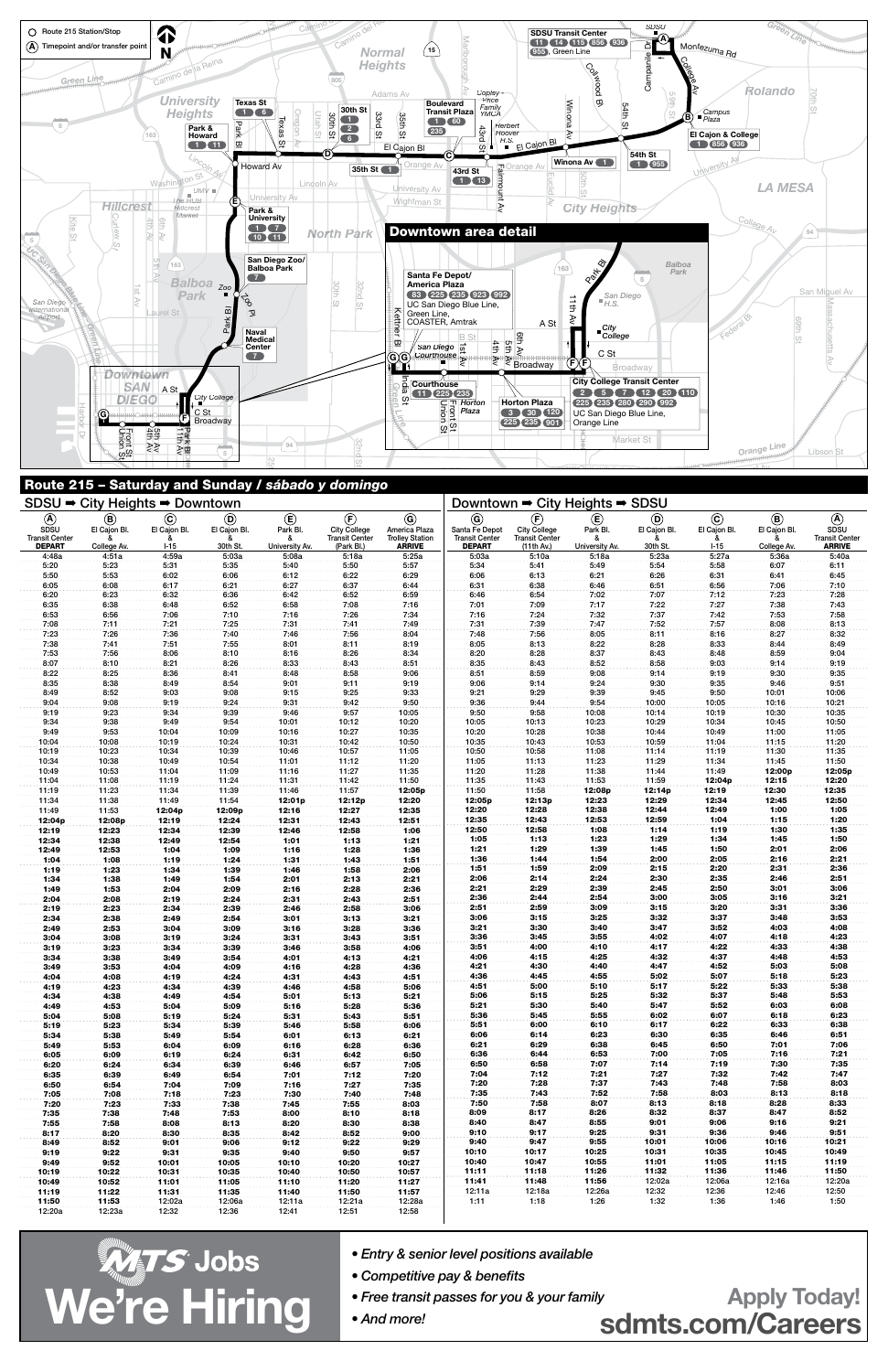## Route 215 – Saturday and Sunday / *sábado y domingo*

### SDSU ➡ City Heights ➡ Downtown

| Ⓐ SDSU Transit Center DEPART | Ⓑ El Cajon Bl. & College Av. | Ⓒ El Cajon Bl. & I-15 | Ⓓ El Cajon Bl. & 30th St. | Ⓔ Park Bl. & University Av. | Ⓕ City College Transit Center (Park Bl.) | Ⓖ America Plaza Trolley Station ARRIVE |
|---|---|---|---|---|---|---|
| 4:48a | 4:51a | 4:59a | 5:03a | 5:08a | 5:18a | 5:25a |
| 5:20 | 5:23 | 5:31 | 5:35 | 5:40 | 5:50 | 5:57 |
| 5:50 | 5:53 | 6:02 | 6:06 | 6:12 | 6:22 | 6:29 |
| 6:05 | 6:08 | 6:17 | 6:21 | 6:27 | 6:37 | 6:44 |
| 6:20 | 6:23 | 6:32 | 6:36 | 6:42 | 6:52 | 6:59 |
| 6:35 | 6:38 | 6:48 | 6:52 | 6:58 | 7:08 | 7:16 |
| 6:53 | 6:56 | 7:06 | 7:10 | 7:16 | 7:26 | 7:34 |
| 7:08 | 7:11 | 7:21 | 7:25 | 7:31 | 7:41 | 7:49 |
| 7:23 | 7:26 | 7:36 | 7:40 | 7:46 | 7:56 | 8:04 |
| 7:38 | 7:41 | 7:51 | 7:55 | 8:01 | 8:11 | 8:19 |
| 7:53 | 7:56 | 8:06 | 8:10 | 8:16 | 8:26 | 8:34 |
| 8:07 | 8:10 | 8:21 | 8:26 | 8:33 | 8:43 | 8:51 |
| 8:22 | 8:25 | 8:36 | 8:41 | 8:48 | 8:58 | 9:06 |
| 8:35 | 8:38 | 8:49 | 8:54 | 9:01 | 9:11 | 9:19 |
| 8:49 | 8:52 | 9:03 | 9:08 | 9:15 | 9:25 | 9:33 |
| 9:04 | 9:08 | 9:19 | 9:24 | 9:31 | 9:42 | 9:50 |
| 9:19 | 9:23 | 9:34 | 9:39 | 9:46 | 9:57 | 10:05 |
| 9:34 | 9:38 | 9:49 | 9:54 | 10:01 | 10:12 | 10:20 |
| 9:49 | 9:53 | 10:04 | 10:09 | 10:16 | 10:27 | 10:35 |
| 10:04 | 10:08 | 10:19 | 10:24 | 10:31 | 10:42 | 10:50 |
| 10:19 | 10:23 | 10:34 | 10:39 | 10:46 | 10:57 | 11:05 |
| 10:34 | 10:38 | 10:49 | 10:54 | 11:01 | 11:12 | 11:20 |
| 10:49 | 10:53 | 11:04 | 11:09 | 11:16 | 11:27 | 11:35 |
| 11:04 | 11:08 | 11:19 | 11:24 | 11:31 | 11:42 | 11:50 |
| 11:19 | 11:23 | 11:34 | 11:39 | 11:46 | 11:57 | **12:05p** |
| 11:34 | 11:38 | 11:49 | 11:54 | **12:01p** | **12:12p** | **12:20** |
| 11:49 | 11:53 | **12:04p** | **12:09p** | **12:16** | **12:27** | **12:35** |
| **12:04p** | **12:08p** | **12:19** | **12:24** | **12:31** | **12:43** | **12:51** |
| **12:19** | **12:23** | **12:34** | **12:39** | **12:46** | **12:58** | **1:06** |
| **12:34** | **12:38** | **12:49** | **12:54** | **1:01** | **1:13** | **1:21** |
| **12:49** | **12:53** | **1:04** | **1:09** | **1:16** | **1:28** | **1:36** |
| **1:04** | **1:08** | **1:19** | **1:24** | **1:31** | **1:43** | **1:51** |
| **1:19** | **1:23** | **1:34** | **1:39** | **1:46** | **1:58** | **2:06** |
| **1:34** | **1:38** | **1:49** | **1:54** | **2:01** | **2:13** | **2:21** |
| **1:49** | **1:53** | **2:04** | **2:09** | **2:16** | **2:28** | **2:36** |
| **2:04** | **2:08** | **2:19** | **2:24** | **2:31** | **2:43** | **2:51** |
| **2:19** | **2:23** | **2:34** | **2:39** | **2:46** | **2:58** | **3:06** |
| **2:34** | **2:38** | **2:49** | **2:54** | **3:01** | **3:13** | **3:21** |
| **2:49** | **2:53** | **3:04** | **3:09** | **3:16** | **3:28** | **3:36** |
| **3:04** | **3:08** | **3:19** | **3:24** | **3:31** | **3:43** | **3:51** |
| **3:19** | **3:23** | **3:34** | **3:39** | **3:46** | **3:58** | **4:06** |
| **3:34** | **3:38** | **3:49** | **3:54** | **4:01** | **4:13** | **4:21** |
| **3:49** | **3:53** | **4:04** | **4:09** | **4:16** | **4:28** | **4:36** |
| **4:04** | **4:08** | **4:19** | **4:24** | **4:31** | **4:43** | **4:51** |
| **4:19** | **4:23** | **4:34** | **4:39** | **4:46** | **4:58** | **5:06** |
| **4:34** | **4:38** | **4:49** | **4:54** | **5:01** | **5:13** | **5:21** |
| **4:49** | **4:53** | **5:04** | **5:09** | **5:16** | **5:28** | **5:36** |
| **5:04** | **5:08** | **5:19** | **5:24** | **5:31** | **5:43** | **5:51** |
| **5:19** | **5:23** | **5:34** | **5:39** | **5:46** | **5:58** | **6:06** |
| **5:34** | **5:38** | **5:49** | **5:54** | **6:01** | **6:13** | **6:21** |
| **5:49** | **5:53** | **6:04** | **6:09** | **6:16** | **6:28** | **6:36** |
| **6:05** | **6:09** | **6:19** | **6:24** | **6:31** | **6:42** | **6:50** |
| **6:20** | **6:24** | **6:34** | **6:39** | **6:46** | **6:57** | **7:05** |
| **6:35** | **6:39** | **6:49** | **6:54** | **7:01** | **7:12** | **7:20** |
| **6:50** | **6:54** | **7:04** | **7:09** | **7:16** | **7:27** | **7:35** |
| **7:05** | **7:08** | **7:18** | **7:23** | **7:30** | **7:40** | **7:48** |
| **7:20** | **7:23** | **7:33** | **7:38** | **7:45** | **7:55** | **8:03** |
| **7:35** | **7:38** | **7:48** | **7:53** | **8:00** | **8:10** | **8:18** |
| **7:55** | **7:58** | **8:08** | **8:13** | **8:20** | **8:30** | **8:38** |
| **8:17** | **8:20** | **8:30** | **8:35** | **8:42** | **8:52** | **9:00** |
| **8:49** | **8:52** | **9:01** | **9:06** | **9:12** | **9:22** | **9:29** |
| **9:19** | **9:22** | **9:31** | **9:35** | **9:40** | **9:50** | **9:57** |
| **9:49** | **9:52** | **10:01** | **10:05** | **10:10** | **10:20** | **10:27** |
| **10:19** | **10:22** | **10:31** | **10:35** | **10:40** | **10:50** | **10:57** |
| **10:49** | **10:52** | **11:01** | **11:05** | **11:10** | **11:20** | **11:27** |
| **11:19** | **11:22** | **11:31** | **11:35** | **11:40** | **11:50** | **11:57** |
| **11:50** | **11:53** | **12:02a** | **12:06a** | **12:11a** | **12:21a** | **12:28a** |
| 12:20a | 12:23a | 12:32 | 12:36 | 12:41 | 12:51 | 12:58 |

### Downtown ➡ City Heights ➡ SDSU

| Ⓖ Santa Fe Depot Transit Center DEPART | Ⓕ City College Transit Center (11th Av.) | Ⓔ Park Bl. & University Av. | Ⓓ El Cajon Bl. & 30th St. | Ⓒ El Cajon Bl. & I-15 | Ⓑ El Cajon Bl. & College Av. | Ⓐ SDSU Transit Center ARRIVE |
|---|---|---|---|---|---|---|
| 5:03a | 5:10a | 5:18a | 5:23a | 5:27a | 5:36a | 5:40a |
| 5:34 | 5:41 | 5:49 | 5:54 | 5:58 | 6:07 | 6:11 |
| 6:06 | 6:13 | 6:21 | 6:26 | 6:31 | 6:41 | 6:45 |
| 6:31 | 6:38 | 6:46 | 6:51 | 6:56 | 7:06 | 7:10 |
| 6:46 | 6:54 | 7:02 | 7:07 | 7:12 | 7:23 | 7:28 |
| 7:01 | 7:09 | 7:17 | 7:22 | 7:27 | 7:38 | 7:43 |
| 7:16 | 7:24 | 7:32 | 7:37 | 7:42 | 7:53 | 7:58 |
| 7:31 | 7:39 | 7:47 | 7:52 | 7:57 | 8:08 | 8:13 |
| 7:48 | 7:56 | 8:05 | 8:11 | 8:16 | 8:27 | 8:32 |
| 8:05 | 8:13 | 8:22 | 8:28 | 8:33 | 8:44 | 8:49 |
| 8:20 | 8:28 | 8:37 | 8:43 | 8:48 | 8:59 | 9:04 |
| 8:35 | 8:43 | 8:52 | 8:58 | 9:03 | 9:14 | 9:19 |
| 8:51 | 8:59 | 9:08 | 9:14 | 9:19 | 9:30 | 9:35 |
| 9:06 | 9:14 | 9:24 | 9:30 | 9:35 | 9:46 | 9:51 |
| 9:21 | 9:29 | 9:39 | 9:45 | 9:50 | 10:01 | 10:06 |
| 9:36 | 9:44 | 9:54 | 10:00 | 10:05 | 10:16 | 10:21 |
| 9:50 | 9:58 | 10:08 | 10:14 | 10:19 | 10:30 | 10:35 |
| 10:05 | 10:13 | 10:23 | 10:29 | 10:34 | 10:45 | 10:50 |
| 10:20 | 10:28 | 10:38 | 10:44 | 10:49 | 11:00 | 11:05 |
| 10:35 | 10:43 | 10:53 | 10:59 | 11:04 | 11:15 | 11:20 |
| 10:50 | 10:58 | 11:08 | 11:14 | 11:19 | 11:30 | 11:35 |
| 11:05 | 11:13 | 11:23 | 11:29 | 11:34 | 11:45 | 11:50 |
| 11:20 | 11:28 | 11:38 | 11:44 | 11:49 | **12:00p** | **12:05p** |
| 11:35 | 11:43 | 11:53 | 11:59 | **12:04p** | **12:15** | **12:20** |
| 11:50 | 11:58 | **12:08p** | **12:14p** | **12:19** | **12:30** | **12:35** |
| **12:05p** | **12:13p** | **12:23** | **12:29** | **12:34** | **12:45** | **12:50** |
| **12:20** | **12:28** | **12:38** | **12:44** | **12:49** | **1:00** | **1:05** |
| **12:35** | **12:43** | **12:53** | **12:59** | **1:04** | **1:15** | **1:20** |
| **12:50** | **12:58** | **1:08** | **1:14** | **1:19** | **1:30** | **1:35** |
| **1:05** | **1:13** | **1:23** | **1:29** | **1:34** | **1:45** | **1:50** |
| **1:21** | **1:29** | **1:39** | **1:45** | **1:50** | **2:01** | **2:06** |
| **1:36** | **1:44** | **1:54** | **2:00** | **2:05** | **2:16** | **2:21** |
| **1:51** | **1:59** | **2:09** | **2:15** | **2:20** | **2:31** | **2:36** |
| **2:06** | **2:14** | **2:24** | **2:30** | **2:35** | **2:46** | **2:51** |
| **2:21** | **2:29** | **2:39** | **2:45** | **2:50** | **3:01** | **3:06** |
| **2:36** | **2:44** | **2:54** | **3:00** | **3:05** | **3:16** | **3:21** |
| **2:51** | **2:59** | **3:09** | **3:15** | **3:20** | **3:31** | **3:36** |
| **3:06** | **3:15** | **3:25** | **3:32** | **3:37** | **3:48** | **3:53** |
| **3:21** | **3:30** | **3:40** | **3:47** | **3:52** | **4:03** | **4:08** |
| **3:36** | **3:45** | **3:55** | **4:02** | **4:07** | **4:18** | **4:23** |
| **3:51** | **4:00** | **4:10** | **4:17** | **4:22** | **4:33** | **4:38** |
| **4:06** | **4:15** | **4:25** | **4:32** | **4:37** | **4:48** | **4:53** |
| **4:21** | **4:30** | **4:40** | **4:47** | **4:52** | **5:03** | **5:08** |
| **4:36** | **4:45** | **4:55** | **5:02** | **5:07** | **5:18** | **5:23** |
| **4:51** | **5:00** | **5:10** | **5:17** | **5:22** | **5:33** | **5:38** |
| **5:06** | **5:15** | **5:25** | **5:32** | **5:37** | **5:48** | **5:53** |
| **5:21** | **5:30** | **5:40** | **5:47** | **5:52** | **6:03** | **6:08** |
| **5:36** | **5:45** | **5:55** | **6:02** | **6:07** | **6:18** | **6:23** |
| **5:51** | **6:00** | **6:10** | **6:17** | **6:22** | **6:33** | **6:38** |
| **6:06** | **6:14** | **6:23** | **6:30** | **6:35** | **6:46** | **6:51** |
| **6:21** | **6:29** | **6:38** | **6:45** | **6:50** | **7:01** | **7:06** |
| **6:36** | **6:44** | **6:53** | **7:00** | **7:05** | **7:16** | **7:21** |
| **6:50** | **6:58** | **7:07** | **7:14** | **7:19** | **7:30** | **7:35** |
| **7:04** | **7:12** | **7:21** | **7:27** | **7:32** | **7:42** | **7:47** |
| **7:20** | **7:28** | **7:37** | **7:43** | **7:48** | **7:58** | **8:03** |
| **7:35** | **7:43** | **7:52** | **7:58** | **8:03** | **8:13** | **8:18** |
| **7:50** | **7:58** | **8:07** | **8:13** | **8:18** | **8:28** | **8:33** |
| **8:09** | **8:17** | **8:26** | **8:32** | **8:37** | **8:47** | **8:52** |
| **8:40** | **8:47** | **8:55** | **9:01** | **9:06** | **9:16** | **9:21** |
| **9:10** | **9:17** | **9:25** | **9:31** | **9:36** | **9:46** | **9:51** |
| **9:40** | **9:47** | **9:55** | **10:01** | **10:06** | **10:16** | **10:21** |
| **10:10** | **10:17** | **10:25** | **10:31** | **10:35** | **10:45** | **10:49** |
| **10:40** | **10:47** | **10:55** | **11:01** | **11:05** | **11:15** | **11:19** |
| **11:11** | **11:18** | **11:26** | **11:32** | **11:36** | **11:46** | **11:50** |
| **11:41** | **11:48** | **11:56** | **12:02a** | **12:06a** | **12:16a** | **12:20a** |
| 12:11a | 12:18a | 12:26a | 12:32 | 12:36 | 12:46 | 12:50 |
| 1:11 | 1:18 | 1:26 | 1:32 | 1:36 | 1:46 | 1:50 |

MTS Jobs
We're Hiring

- Entry & senior level positions available
- Competitive pay & benefits
- Free transit passes for you & your family
- And more!

Apply Today!
sdmts.com/Careers